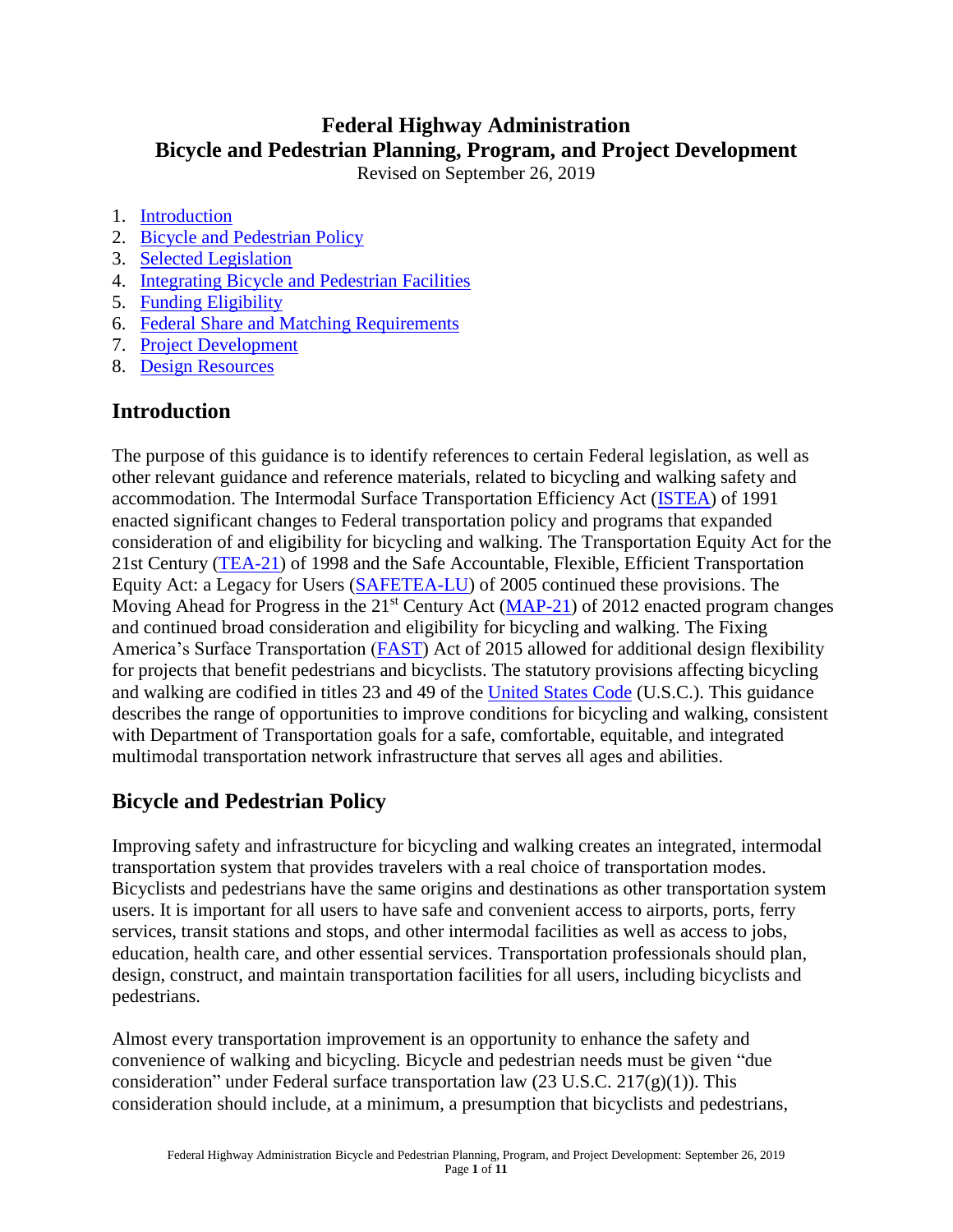# Federal Highway Administration
# Bicycle and Pedestrian Planning, Program, and Project Development

Revised on September 26, 2019

1. [Introduction](#introduction)
2. [Bicycle and Pedestrian Policy](#bicycle-and-pedestrian-policy)
3. Selected Legislation
4. Integrating Bicycle and Pedestrian Facilities
5. Funding Eligibility
6. Federal Share and Matching Requirements
7. Project Development
8. Design Resources

## Introduction

The purpose of this guidance is to identify references to certain Federal legislation, as well as other relevant guidance and reference materials, related to bicycling and walking safety and accommodation. The Intermodal Surface Transportation Efficiency Act (ISTEA) of 1991 enacted significant changes to Federal transportation policy and programs that expanded consideration of and eligibility for bicycling and walking. The Transportation Equity Act for the 21st Century (TEA-21) of 1998 and the Safe Accountable, Flexible, Efficient Transportation Equity Act: a Legacy for Users (SAFETEA-LU) of 2005 continued these provisions. The Moving Ahead for Progress in the 21st Century Act (MAP-21) of 2012 enacted program changes and continued broad consideration and eligibility for bicycling and walking. The Fixing America's Surface Transportation (FAST) Act of 2015 allowed for additional design flexibility for projects that benefit pedestrians and bicyclists. The statutory provisions affecting bicycling and walking are codified in titles 23 and 49 of the United States Code (U.S.C.). This guidance describes the range of opportunities to improve conditions for bicycling and walking, consistent with Department of Transportation goals for a safe, comfortable, equitable, and integrated multimodal transportation network infrastructure that serves all ages and abilities.

## Bicycle and Pedestrian Policy

Improving safety and infrastructure for bicycling and walking creates an integrated, intermodal transportation system that provides travelers with a real choice of transportation modes. Bicyclists and pedestrians have the same origins and destinations as other transportation system users. It is important for all users to have safe and convenient access to airports, ports, ferry services, transit stations and stops, and other intermodal facilities as well as access to jobs, education, health care, and other essential services. Transportation professionals should plan, design, construct, and maintain transportation facilities for all users, including bicyclists and pedestrians.

Almost every transportation improvement is an opportunity to enhance the safety and convenience of walking and bicycling. Bicycle and pedestrian needs must be given "due consideration" under Federal surface transportation law (23 U.S.C. 217(g)(1)). This consideration should include, at a minimum, a presumption that bicyclists and pedestrians,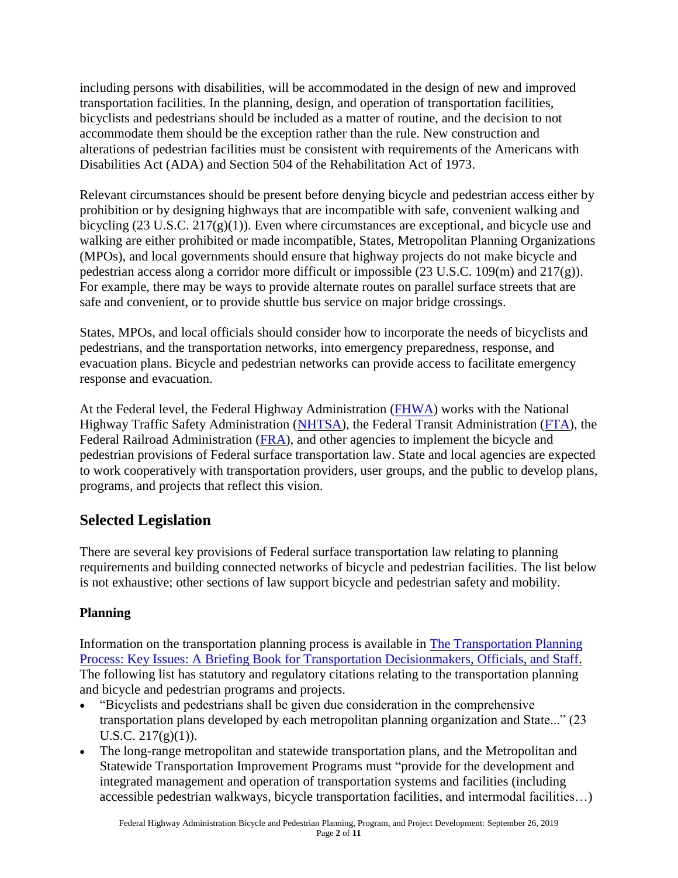including persons with disabilities, will be accommodated in the design of new and improved transportation facilities. In the planning, design, and operation of transportation facilities, bicyclists and pedestrians should be included as a matter of routine, and the decision to not accommodate them should be the exception rather than the rule. New construction and alterations of pedestrian facilities must be consistent with requirements of the Americans with Disabilities Act (ADA) and Section 504 of the Rehabilitation Act of 1973.

Relevant circumstances should be present before denying bicycle and pedestrian access either by prohibition or by designing highways that are incompatible with safe, convenient walking and bicycling (23 U.S.C. 217(g)(1)). Even where circumstances are exceptional, and bicycle use and walking are either prohibited or made incompatible, States, Metropolitan Planning Organizations (MPOs), and local governments should ensure that highway projects do not make bicycle and pedestrian access along a corridor more difficult or impossible (23 U.S.C. 109(m) and 217(g)). For example, there may be ways to provide alternate routes on parallel surface streets that are safe and convenient, or to provide shuttle bus service on major bridge crossings.

States, MPOs, and local officials should consider how to incorporate the needs of bicyclists and pedestrians, and the transportation networks, into emergency preparedness, response, and evacuation plans. Bicycle and pedestrian networks can provide access to facilitate emergency response and evacuation.

At the Federal level, the Federal Highway Administration (FHWA) works with the National Highway Traffic Safety Administration (NHTSA), the Federal Transit Administration (FTA), the Federal Railroad Administration (FRA), and other agencies to implement the bicycle and pedestrian provisions of Federal surface transportation law. State and local agencies are expected to work cooperatively with transportation providers, user groups, and the public to develop plans, programs, and projects that reflect this vision.

## Selected Legislation

There are several key provisions of Federal surface transportation law relating to planning requirements and building connected networks of bicycle and pedestrian facilities. The list below is not exhaustive; other sections of law support bicycle and pedestrian safety and mobility.

### Planning

Information on the transportation planning process is available in The Transportation Planning Process: Key Issues: A Briefing Book for Transportation Decisionmakers, Officials, and Staff. The following list has statutory and regulatory citations relating to the transportation planning and bicycle and pedestrian programs and projects.

- "Bicyclists and pedestrians shall be given due consideration in the comprehensive transportation plans developed by each metropolitan planning organization and State..." (23 U.S.C. 217(g)(1)).
- The long-range metropolitan and statewide transportation plans, and the Metropolitan and Statewide Transportation Improvement Programs must "provide for the development and integrated management and operation of transportation systems and facilities (including accessible pedestrian walkways, bicycle transportation facilities, and intermodal facilities…)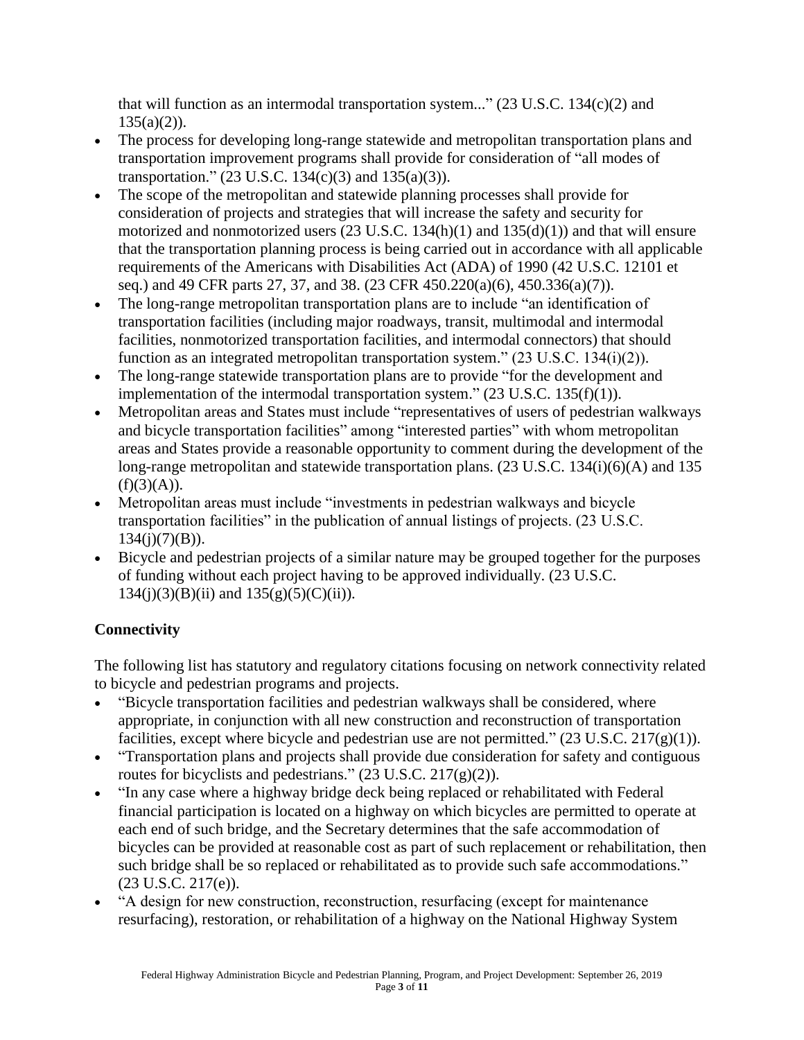that will function as an intermodal transportation system..." (23 U.S.C. 134(c)(2) and 135(a)(2)).

- The process for developing long-range statewide and metropolitan transportation plans and transportation improvement programs shall provide for consideration of "all modes of transportation." (23 U.S.C. 134(c)(3) and 135(a)(3)).
- The scope of the metropolitan and statewide planning processes shall provide for consideration of projects and strategies that will increase the safety and security for motorized and nonmotorized users (23 U.S.C. 134(h)(1) and 135(d)(1)) and that will ensure that the transportation planning process is being carried out in accordance with all applicable requirements of the Americans with Disabilities Act (ADA) of 1990 (42 U.S.C. 12101 et seq.) and 49 CFR parts 27, 37, and 38. (23 CFR 450.220(a)(6), 450.336(a)(7)).
- The long-range metropolitan transportation plans are to include "an identification of transportation facilities (including major roadways, transit, multimodal and intermodal facilities, nonmotorized transportation facilities, and intermodal connectors) that should function as an integrated metropolitan transportation system." (23 U.S.C. 134(i)(2)).
- The long-range statewide transportation plans are to provide "for the development and implementation of the intermodal transportation system." (23 U.S.C. 135(f)(1)).
- Metropolitan areas and States must include "representatives of users of pedestrian walkways and bicycle transportation facilities" among "interested parties" with whom metropolitan areas and States provide a reasonable opportunity to comment during the development of the long-range metropolitan and statewide transportation plans. (23 U.S.C. 134(i)(6)(A) and 135 (f)(3)(A)).
- Metropolitan areas must include "investments in pedestrian walkways and bicycle transportation facilities" in the publication of annual listings of projects. (23 U.S.C. 134(j)(7)(B)).
- Bicycle and pedestrian projects of a similar nature may be grouped together for the purposes of funding without each project having to be approved individually. (23 U.S.C. 134(j)(3)(B)(ii) and 135(g)(5)(C)(ii)).

## Connectivity

The following list has statutory and regulatory citations focusing on network connectivity related to bicycle and pedestrian programs and projects.

- "Bicycle transportation facilities and pedestrian walkways shall be considered, where appropriate, in conjunction with all new construction and reconstruction of transportation facilities, except where bicycle and pedestrian use are not permitted." (23 U.S.C. 217(g)(1)).
- "Transportation plans and projects shall provide due consideration for safety and contiguous routes for bicyclists and pedestrians." (23 U.S.C. 217(g)(2)).
- "In any case where a highway bridge deck being replaced or rehabilitated with Federal financial participation is located on a highway on which bicycles are permitted to operate at each end of such bridge, and the Secretary determines that the safe accommodation of bicycles can be provided at reasonable cost as part of such replacement or rehabilitation, then such bridge shall be so replaced or rehabilitated as to provide such safe accommodations." (23 U.S.C. 217(e)).
- "A design for new construction, reconstruction, resurfacing (except for maintenance resurfacing), restoration, or rehabilitation of a highway on the National Highway System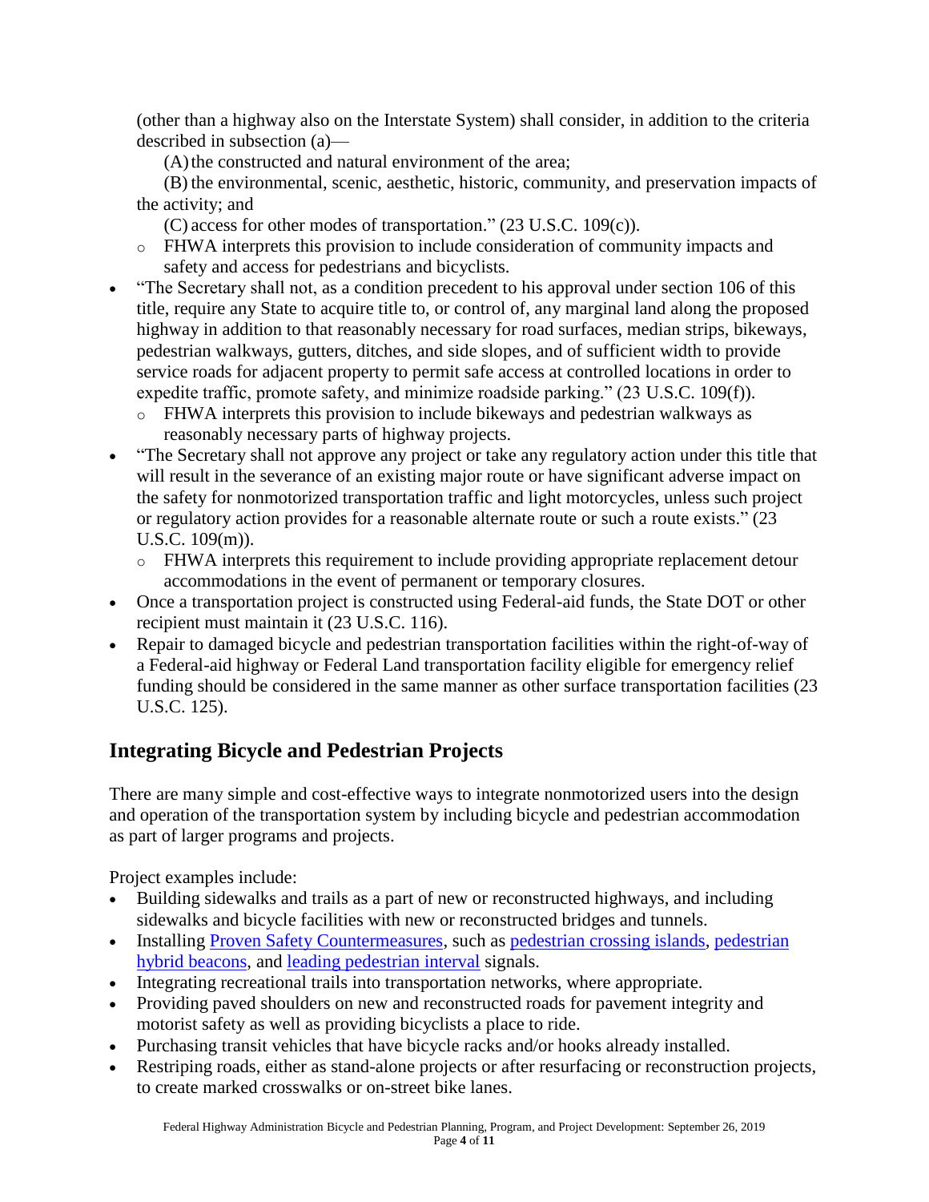(other than a highway also on the Interstate System) shall consider, in addition to the criteria described in subsection (a)—

(A) the constructed and natural environment of the area;

(B) the environmental, scenic, aesthetic, historic, community, and preservation impacts of the activity; and

(C) access for other modes of transportation." (23 U.S.C. 109(c)).

  - FHWA interprets this provision to include consideration of community impacts and safety and access for pedestrians and bicyclists.
- "The Secretary shall not, as a condition precedent to his approval under section 106 of this title, require any State to acquire title to, or control of, any marginal land along the proposed highway in addition to that reasonably necessary for road surfaces, median strips, bikeways, pedestrian walkways, gutters, ditches, and side slopes, and of sufficient width to provide service roads for adjacent property to permit safe access at controlled locations in order to expedite traffic, promote safety, and minimize roadside parking." (23 U.S.C. 109(f)).
  - FHWA interprets this provision to include bikeways and pedestrian walkways as reasonably necessary parts of highway projects.
- "The Secretary shall not approve any project or take any regulatory action under this title that will result in the severance of an existing major route or have significant adverse impact on the safety for nonmotorized transportation traffic and light motorcycles, unless such project or regulatory action provides for a reasonable alternate route or such a route exists." (23 U.S.C. 109(m)).
  - FHWA interprets this requirement to include providing appropriate replacement detour accommodations in the event of permanent or temporary closures.
- Once a transportation project is constructed using Federal-aid funds, the State DOT or other recipient must maintain it (23 U.S.C. 116).
- Repair to damaged bicycle and pedestrian transportation facilities within the right-of-way of a Federal-aid highway or Federal Land transportation facility eligible for emergency relief funding should be considered in the same manner as other surface transportation facilities (23 U.S.C. 125).

## Integrating Bicycle and Pedestrian Projects

There are many simple and cost-effective ways to integrate nonmotorized users into the design and operation of the transportation system by including bicycle and pedestrian accommodation as part of larger programs and projects.

Project examples include:

- Building sidewalks and trails as a part of new or reconstructed highways, and including sidewalks and bicycle facilities with new or reconstructed bridges and tunnels.
- Installing Proven Safety Countermeasures, such as pedestrian crossing islands, pedestrian hybrid beacons, and leading pedestrian interval signals.
- Integrating recreational trails into transportation networks, where appropriate.
- Providing paved shoulders on new and reconstructed roads for pavement integrity and motorist safety as well as providing bicyclists a place to ride.
- Purchasing transit vehicles that have bicycle racks and/or hooks already installed.
- Restriping roads, either as stand-alone projects or after resurfacing or reconstruction projects, to create marked crosswalks or on-street bike lanes.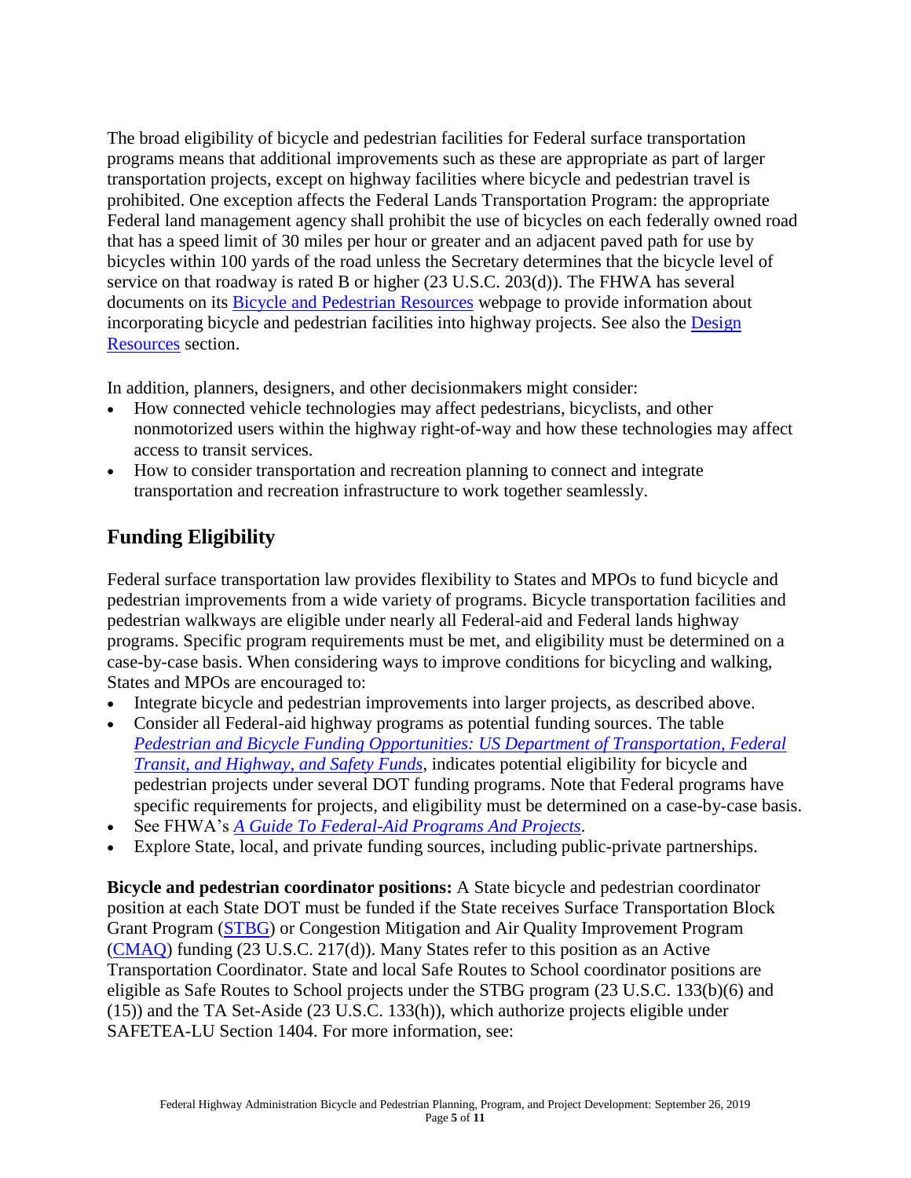The broad eligibility of bicycle and pedestrian facilities for Federal surface transportation programs means that additional improvements such as these are appropriate as part of larger transportation projects, except on highway facilities where bicycle and pedestrian travel is prohibited. One exception affects the Federal Lands Transportation Program: the appropriate Federal land management agency shall prohibit the use of bicycles on each federally owned road that has a speed limit of 30 miles per hour or greater and an adjacent paved path for use by bicycles within 100 yards of the road unless the Secretary determines that the bicycle level of service on that roadway is rated B or higher (23 U.S.C. 203(d)). The FHWA has several documents on its Bicycle and Pedestrian Resources webpage to provide information about incorporating bicycle and pedestrian facilities into highway projects. See also the Design Resources section.

In addition, planners, designers, and other decisionmakers might consider:

- How connected vehicle technologies may affect pedestrians, bicyclists, and other nonmotorized users within the highway right-of-way and how these technologies may affect access to transit services.
- How to consider transportation and recreation planning to connect and integrate transportation and recreation infrastructure to work together seamlessly.

## Funding Eligibility

Federal surface transportation law provides flexibility to States and MPOs to fund bicycle and pedestrian improvements from a wide variety of programs. Bicycle transportation facilities and pedestrian walkways are eligible under nearly all Federal-aid and Federal lands highway programs. Specific program requirements must be met, and eligibility must be determined on a case-by-case basis. When considering ways to improve conditions for bicycling and walking, States and MPOs are encouraged to:

- Integrate bicycle and pedestrian improvements into larger projects, as described above.
- Consider all Federal-aid highway programs as potential funding sources. The table *Pedestrian and Bicycle Funding Opportunities: US Department of Transportation, Federal Transit, and Highway, and Safety Funds*, indicates potential eligibility for bicycle and pedestrian projects under several DOT funding programs. Note that Federal programs have specific requirements for projects, and eligibility must be determined on a case-by-case basis.
- See FHWA's *A Guide To Federal-Aid Programs And Projects*.
- Explore State, local, and private funding sources, including public-private partnerships.

**Bicycle and pedestrian coordinator positions:** A State bicycle and pedestrian coordinator position at each State DOT must be funded if the State receives Surface Transportation Block Grant Program (STBG) or Congestion Mitigation and Air Quality Improvement Program (CMAQ) funding (23 U.S.C. 217(d)). Many States refer to this position as an Active Transportation Coordinator. State and local Safe Routes to School coordinator positions are eligible as Safe Routes to School projects under the STBG program (23 U.S.C. 133(b)(6) and (15)) and the TA Set-Aside (23 U.S.C. 133(h)), which authorize projects eligible under SAFETEA-LU Section 1404. For more information, see: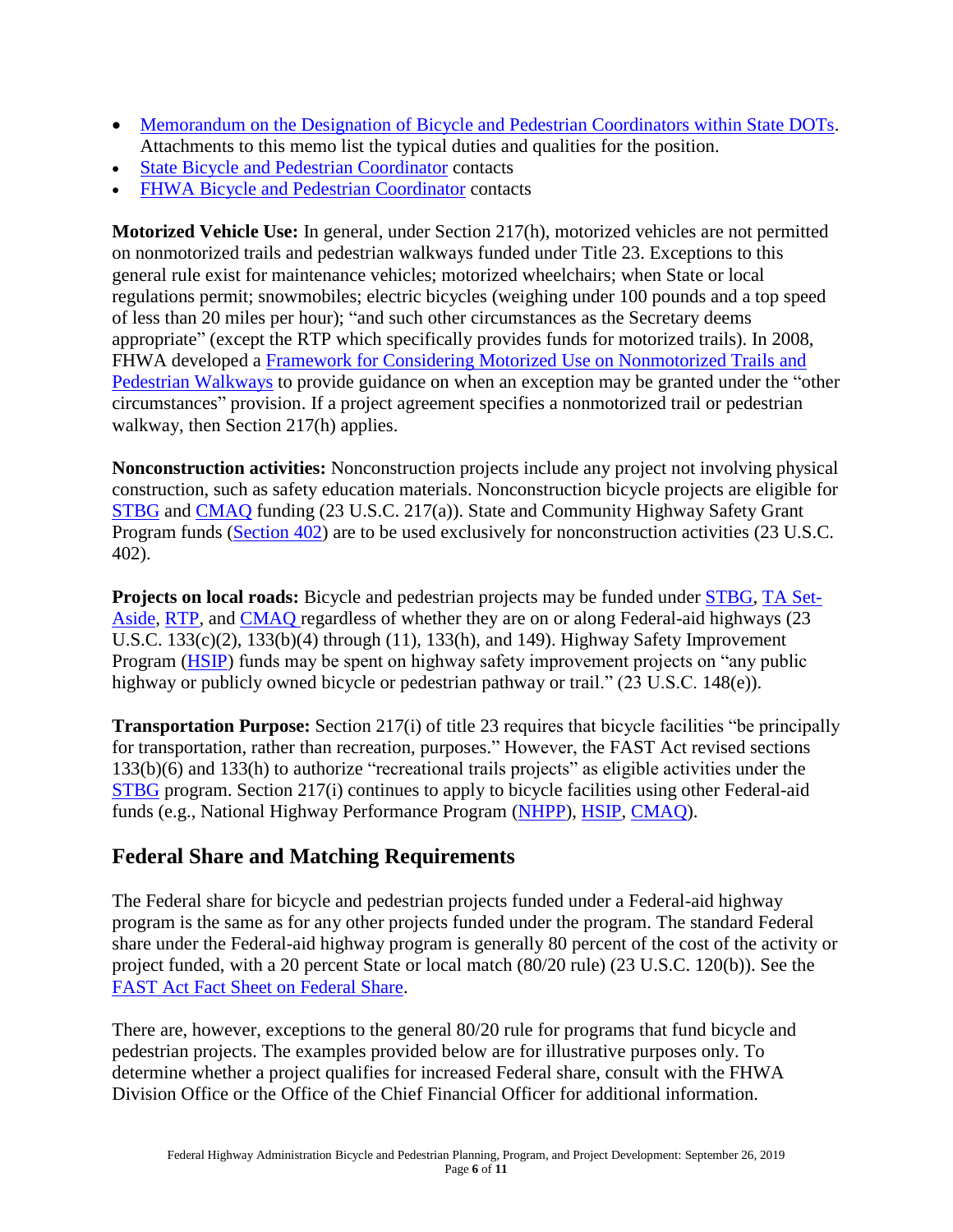- Memorandum on the Designation of Bicycle and Pedestrian Coordinators within State DOTs. Attachments to this memo list the typical duties and qualities for the position.
- State Bicycle and Pedestrian Coordinator contacts
- FHWA Bicycle and Pedestrian Coordinator contacts

**Motorized Vehicle Use:** In general, under Section 217(h), motorized vehicles are not permitted on nonmotorized trails and pedestrian walkways funded under Title 23. Exceptions to this general rule exist for maintenance vehicles; motorized wheelchairs; when State or local regulations permit; snowmobiles; electric bicycles (weighing under 100 pounds and a top speed of less than 20 miles per hour); "and such other circumstances as the Secretary deems appropriate" (except the RTP which specifically provides funds for motorized trails). In 2008, FHWA developed a Framework for Considering Motorized Use on Nonmotorized Trails and Pedestrian Walkways to provide guidance on when an exception may be granted under the "other circumstances" provision. If a project agreement specifies a nonmotorized trail or pedestrian walkway, then Section 217(h) applies.

**Nonconstruction activities:** Nonconstruction projects include any project not involving physical construction, such as safety education materials. Nonconstruction bicycle projects are eligible for STBG and CMAQ funding (23 U.S.C. 217(a)). State and Community Highway Safety Grant Program funds (Section 402) are to be used exclusively for nonconstruction activities (23 U.S.C. 402).

**Projects on local roads:** Bicycle and pedestrian projects may be funded under STBG, TA Set-Aside, RTP, and CMAQ regardless of whether they are on or along Federal-aid highways (23 U.S.C. 133(c)(2), 133(b)(4) through (11), 133(h), and 149). Highway Safety Improvement Program (HSIP) funds may be spent on highway safety improvement projects on "any public highway or publicly owned bicycle or pedestrian pathway or trail." (23 U.S.C. 148(e)).

**Transportation Purpose:** Section 217(i) of title 23 requires that bicycle facilities "be principally for transportation, rather than recreation, purposes." However, the FAST Act revised sections 133(b)(6) and 133(h) to authorize "recreational trails projects" as eligible activities under the STBG program. Section 217(i) continues to apply to bicycle facilities using other Federal-aid funds (e.g., National Highway Performance Program (NHPP), HSIP, CMAQ).

## Federal Share and Matching Requirements

The Federal share for bicycle and pedestrian projects funded under a Federal-aid highway program is the same as for any other projects funded under the program. The standard Federal share under the Federal-aid highway program is generally 80 percent of the cost of the activity or project funded, with a 20 percent State or local match (80/20 rule) (23 U.S.C. 120(b)). See the FAST Act Fact Sheet on Federal Share.

There are, however, exceptions to the general 80/20 rule for programs that fund bicycle and pedestrian projects. The examples provided below are for illustrative purposes only. To determine whether a project qualifies for increased Federal share, consult with the FHWA Division Office or the Office of the Chief Financial Officer for additional information.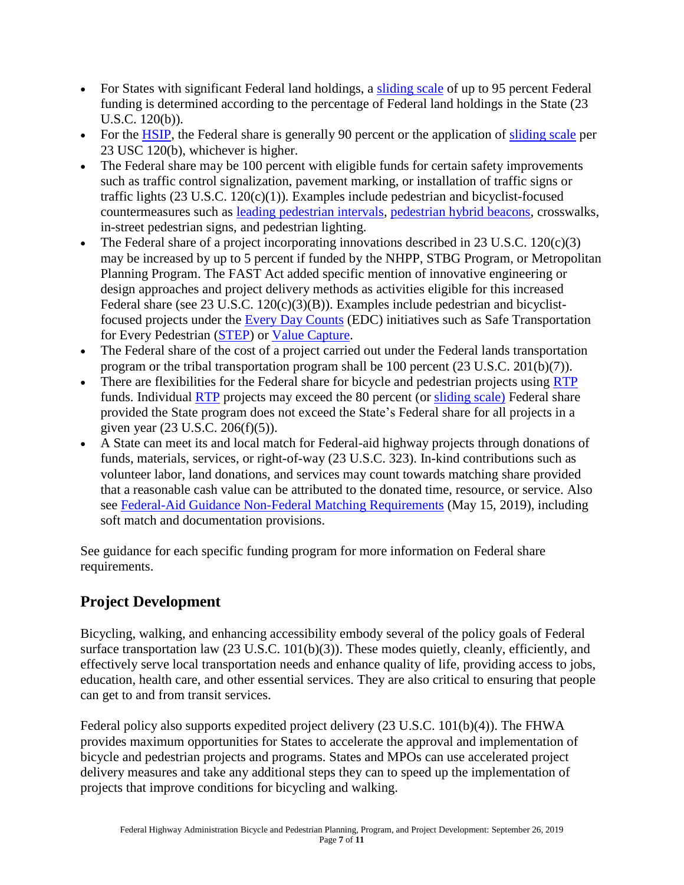- For States with significant Federal land holdings, a sliding scale of up to 95 percent Federal funding is determined according to the percentage of Federal land holdings in the State (23 U.S.C. 120(b)).
- For the HSIP, the Federal share is generally 90 percent or the application of sliding scale per 23 USC 120(b), whichever is higher.
- The Federal share may be 100 percent with eligible funds for certain safety improvements such as traffic control signalization, pavement marking, or installation of traffic signs or traffic lights (23 U.S.C. 120(c)(1)). Examples include pedestrian and bicyclist-focused countermeasures such as leading pedestrian intervals, pedestrian hybrid beacons, crosswalks, in-street pedestrian signs, and pedestrian lighting.
- The Federal share of a project incorporating innovations described in 23 U.S.C. 120(c)(3) may be increased by up to 5 percent if funded by the NHPP, STBG Program, or Metropolitan Planning Program. The FAST Act added specific mention of innovative engineering or design approaches and project delivery methods as activities eligible for this increased Federal share (see 23 U.S.C. 120(c)(3)(B)). Examples include pedestrian and bicyclist-focused projects under the Every Day Counts (EDC) initiatives such as Safe Transportation for Every Pedestrian (STEP) or Value Capture.
- The Federal share of the cost of a project carried out under the Federal lands transportation program or the tribal transportation program shall be 100 percent (23 U.S.C. 201(b)(7)).
- There are flexibilities for the Federal share for bicycle and pedestrian projects using RTP funds. Individual RTP projects may exceed the 80 percent (or sliding scale) Federal share provided the State program does not exceed the State's Federal share for all projects in a given year (23 U.S.C. 206(f)(5)).
- A State can meet its and local match for Federal-aid highway projects through donations of funds, materials, services, or right-of-way (23 U.S.C. 323). In-kind contributions such as volunteer labor, land donations, and services may count towards matching share provided that a reasonable cash value can be attributed to the donated time, resource, or service. Also see Federal-Aid Guidance Non-Federal Matching Requirements (May 15, 2019), including soft match and documentation provisions.

See guidance for each specific funding program for more information on Federal share requirements.

## Project Development

Bicycling, walking, and enhancing accessibility embody several of the policy goals of Federal surface transportation law (23 U.S.C. 101(b)(3)). These modes quietly, cleanly, efficiently, and effectively serve local transportation needs and enhance quality of life, providing access to jobs, education, health care, and other essential services. They are also critical to ensuring that people can get to and from transit services.

Federal policy also supports expedited project delivery (23 U.S.C. 101(b)(4)). The FHWA provides maximum opportunities for States to accelerate the approval and implementation of bicycle and pedestrian projects and programs. States and MPOs can use accelerated project delivery measures and take any additional steps they can to speed up the implementation of projects that improve conditions for bicycling and walking.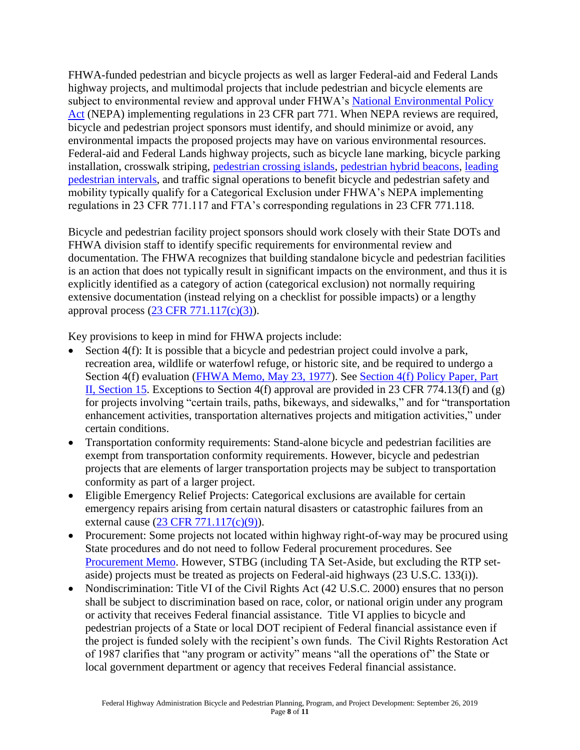FHWA-funded pedestrian and bicycle projects as well as larger Federal-aid and Federal Lands highway projects, and multimodal projects that include pedestrian and bicycle elements are subject to environmental review and approval under FHWA's National Environmental Policy Act (NEPA) implementing regulations in 23 CFR part 771. When NEPA reviews are required, bicycle and pedestrian project sponsors must identify, and should minimize or avoid, any environmental impacts the proposed projects may have on various environmental resources. Federal-aid and Federal Lands highway projects, such as bicycle lane marking, bicycle parking installation, crosswalk striping, pedestrian crossing islands, pedestrian hybrid beacons, leading pedestrian intervals, and traffic signal operations to benefit bicycle and pedestrian safety and mobility typically qualify for a Categorical Exclusion under FHWA's NEPA implementing regulations in 23 CFR 771.117 and FTA's corresponding regulations in 23 CFR 771.118.

Bicycle and pedestrian facility project sponsors should work closely with their State DOTs and FHWA division staff to identify specific requirements for environmental review and documentation. The FHWA recognizes that building standalone bicycle and pedestrian facilities is an action that does not typically result in significant impacts on the environment, and thus it is explicitly identified as a category of action (categorical exclusion) not normally requiring extensive documentation (instead relying on a checklist for possible impacts) or a lengthy approval process (23 CFR 771.117(c)(3)).

Key provisions to keep in mind for FHWA projects include:

- Section 4(f): It is possible that a bicycle and pedestrian project could involve a park, recreation area, wildlife or waterfowl refuge, or historic site, and be required to undergo a Section 4(f) evaluation (FHWA Memo, May 23, 1977). See Section 4(f) Policy Paper, Part II, Section 15. Exceptions to Section 4(f) approval are provided in 23 CFR 774.13(f) and (g) for projects involving "certain trails, paths, bikeways, and sidewalks," and for "transportation enhancement activities, transportation alternatives projects and mitigation activities," under certain conditions.
- Transportation conformity requirements: Stand-alone bicycle and pedestrian facilities are exempt from transportation conformity requirements. However, bicycle and pedestrian projects that are elements of larger transportation projects may be subject to transportation conformity as part of a larger project.
- Eligible Emergency Relief Projects: Categorical exclusions are available for certain emergency repairs arising from certain natural disasters or catastrophic failures from an external cause (23 CFR 771.117(c)(9)).
- Procurement: Some projects not located within highway right-of-way may be procured using State procedures and do not need to follow Federal procurement procedures. See Procurement Memo. However, STBG (including TA Set-Aside, but excluding the RTP set-aside) projects must be treated as projects on Federal-aid highways (23 U.S.C. 133(i)).
- Nondiscrimination: Title VI of the Civil Rights Act (42 U.S.C. 2000) ensures that no person shall be subject to discrimination based on race, color, or national origin under any program or activity that receives Federal financial assistance. Title VI applies to bicycle and pedestrian projects of a State or local DOT recipient of Federal financial assistance even if the project is funded solely with the recipient's own funds. The Civil Rights Restoration Act of 1987 clarifies that "any program or activity" means "all the operations of" the State or local government department or agency that receives Federal financial assistance.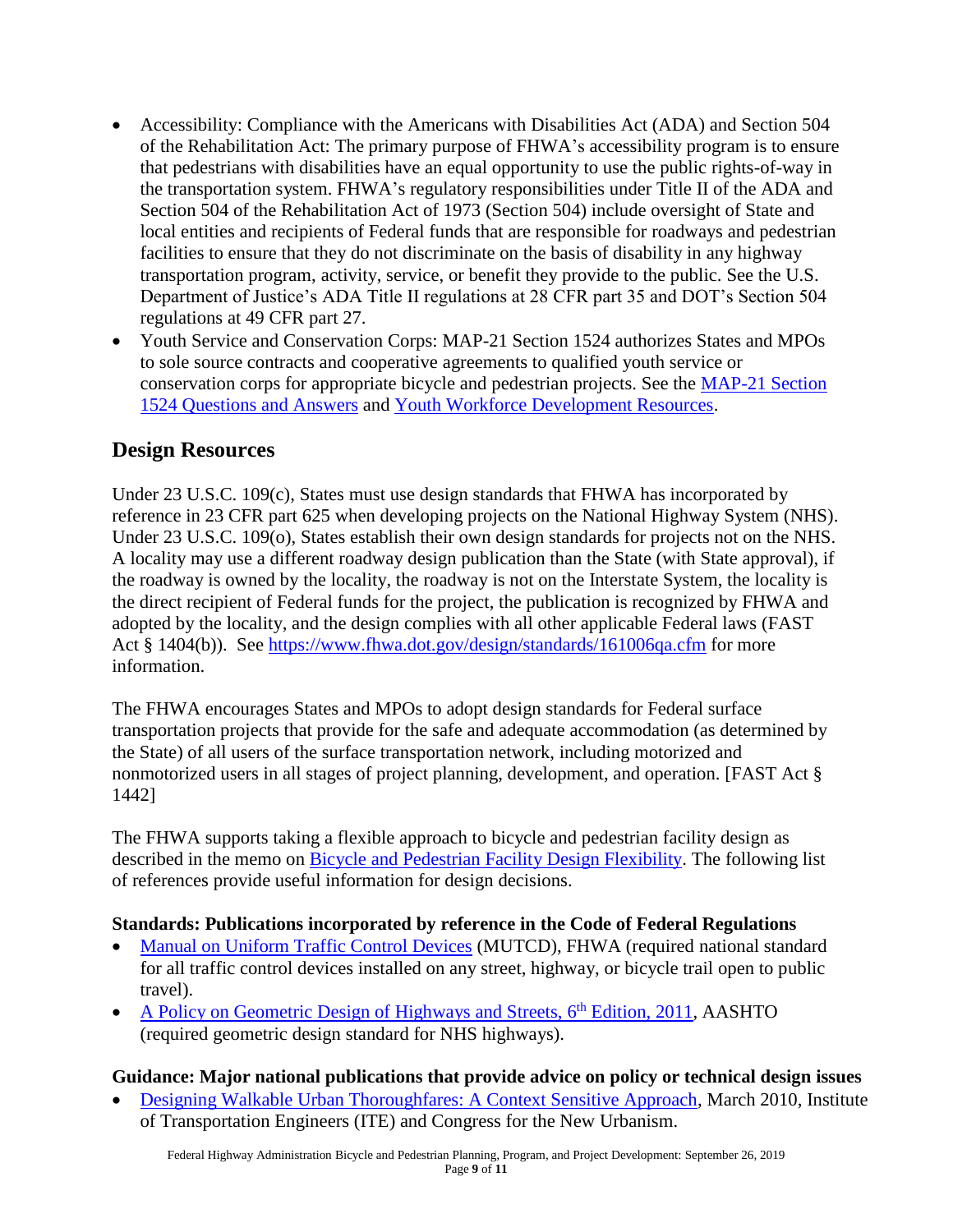- Accessibility: Compliance with the Americans with Disabilities Act (ADA) and Section 504 of the Rehabilitation Act: The primary purpose of FHWA's accessibility program is to ensure that pedestrians with disabilities have an equal opportunity to use the public rights-of-way in the transportation system. FHWA's regulatory responsibilities under Title II of the ADA and Section 504 of the Rehabilitation Act of 1973 (Section 504) include oversight of State and local entities and recipients of Federal funds that are responsible for roadways and pedestrian facilities to ensure that they do not discriminate on the basis of disability in any highway transportation program, activity, service, or benefit they provide to the public. See the U.S. Department of Justice's ADA Title II regulations at 28 CFR part 35 and DOT's Section 504 regulations at 49 CFR part 27.
- Youth Service and Conservation Corps: MAP-21 Section 1524 authorizes States and MPOs to sole source contracts and cooperative agreements to qualified youth service or conservation corps for appropriate bicycle and pedestrian projects. See the MAP-21 Section 1524 Questions and Answers and Youth Workforce Development Resources.

## Design Resources

Under 23 U.S.C. 109(c), States must use design standards that FHWA has incorporated by reference in 23 CFR part 625 when developing projects on the National Highway System (NHS). Under 23 U.S.C. 109(o), States establish their own design standards for projects not on the NHS. A locality may use a different roadway design publication than the State (with State approval), if the roadway is owned by the locality, the roadway is not on the Interstate System, the locality is the direct recipient of Federal funds for the project, the publication is recognized by FHWA and adopted by the locality, and the design complies with all other applicable Federal laws (FAST Act § 1404(b)). See https://www.fhwa.dot.gov/design/standards/161006qa.cfm for more information.

The FHWA encourages States and MPOs to adopt design standards for Federal surface transportation projects that provide for the safe and adequate accommodation (as determined by the State) of all users of the surface transportation network, including motorized and nonmotorized users in all stages of project planning, development, and operation. [FAST Act § 1442]

The FHWA supports taking a flexible approach to bicycle and pedestrian facility design as described in the memo on Bicycle and Pedestrian Facility Design Flexibility. The following list of references provide useful information for design decisions.

**Standards: Publications incorporated by reference in the Code of Federal Regulations**

- Manual on Uniform Traffic Control Devices (MUTCD), FHWA (required national standard for all traffic control devices installed on any street, highway, or bicycle trail open to public travel).
- A Policy on Geometric Design of Highways and Streets, 6th Edition, 2011, AASHTO (required geometric design standard for NHS highways).

**Guidance: Major national publications that provide advice on policy or technical design issues**

- Designing Walkable Urban Thoroughfares: A Context Sensitive Approach, March 2010, Institute of Transportation Engineers (ITE) and Congress for the New Urbanism.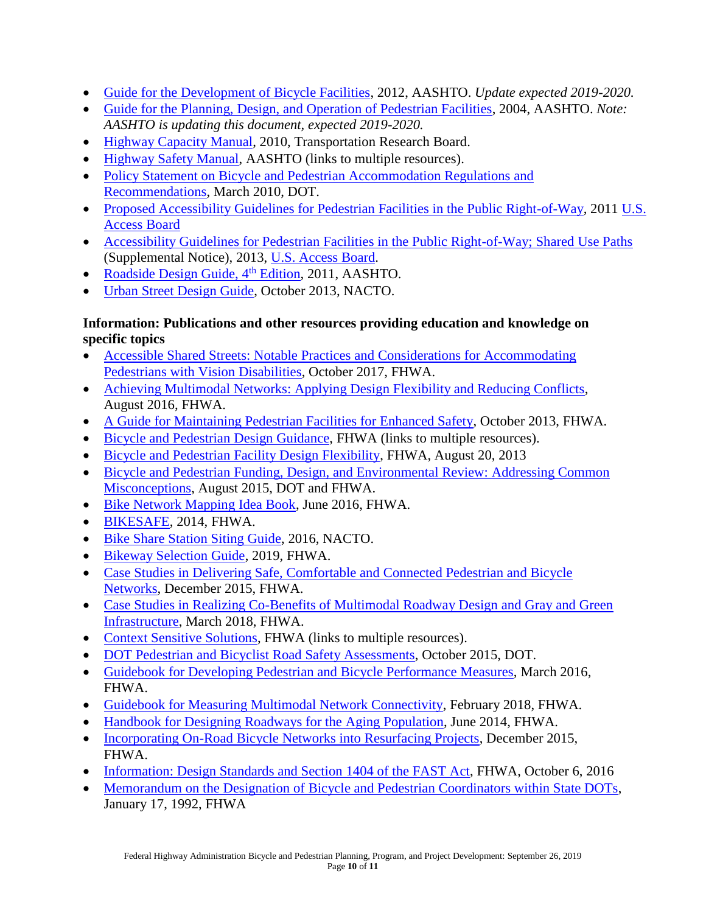- Guide for the Development of Bicycle Facilities, 2012, AASHTO. *Update expected 2019-2020.*
- Guide for the Planning, Design, and Operation of Pedestrian Facilities, 2004, AASHTO. *Note: AASHTO is updating this document, expected 2019-2020.*
- Highway Capacity Manual, 2010, Transportation Research Board.
- Highway Safety Manual, AASHTO (links to multiple resources).
- Policy Statement on Bicycle and Pedestrian Accommodation Regulations and Recommendations, March 2010, DOT.
- Proposed Accessibility Guidelines for Pedestrian Facilities in the Public Right-of-Way, 2011 U.S. Access Board
- Accessibility Guidelines for Pedestrian Facilities in the Public Right-of-Way; Shared Use Paths (Supplemental Notice), 2013, U.S. Access Board.
- Roadside Design Guide, 4th Edition, 2011, AASHTO.
- Urban Street Design Guide, October 2013, NACTO.

**Information: Publications and other resources providing education and knowledge on specific topics**

- Accessible Shared Streets: Notable Practices and Considerations for Accommodating Pedestrians with Vision Disabilities, October 2017, FHWA.
- Achieving Multimodal Networks: Applying Design Flexibility and Reducing Conflicts, August 2016, FHWA.
- A Guide for Maintaining Pedestrian Facilities for Enhanced Safety, October 2013, FHWA.
- Bicycle and Pedestrian Design Guidance, FHWA (links to multiple resources).
- Bicycle and Pedestrian Facility Design Flexibility, FHWA, August 20, 2013
- Bicycle and Pedestrian Funding, Design, and Environmental Review: Addressing Common Misconceptions, August 2015, DOT and FHWA.
- Bike Network Mapping Idea Book, June 2016, FHWA.
- BIKESAFE, 2014, FHWA.
- Bike Share Station Siting Guide, 2016, NACTO.
- Bikeway Selection Guide, 2019, FHWA.
- Case Studies in Delivering Safe, Comfortable and Connected Pedestrian and Bicycle Networks, December 2015, FHWA.
- Case Studies in Realizing Co-Benefits of Multimodal Roadway Design and Gray and Green Infrastructure, March 2018, FHWA.
- Context Sensitive Solutions, FHWA (links to multiple resources).
- DOT Pedestrian and Bicyclist Road Safety Assessments, October 2015, DOT.
- Guidebook for Developing Pedestrian and Bicycle Performance Measures, March 2016, FHWA.
- Guidebook for Measuring Multimodal Network Connectivity, February 2018, FHWA.
- Handbook for Designing Roadways for the Aging Population, June 2014, FHWA.
- Incorporating On-Road Bicycle Networks into Resurfacing Projects, December 2015, FHWA.
- Information: Design Standards and Section 1404 of the FAST Act, FHWA, October 6, 2016
- Memorandum on the Designation of Bicycle and Pedestrian Coordinators within State DOTs, January 17, 1992, FHWA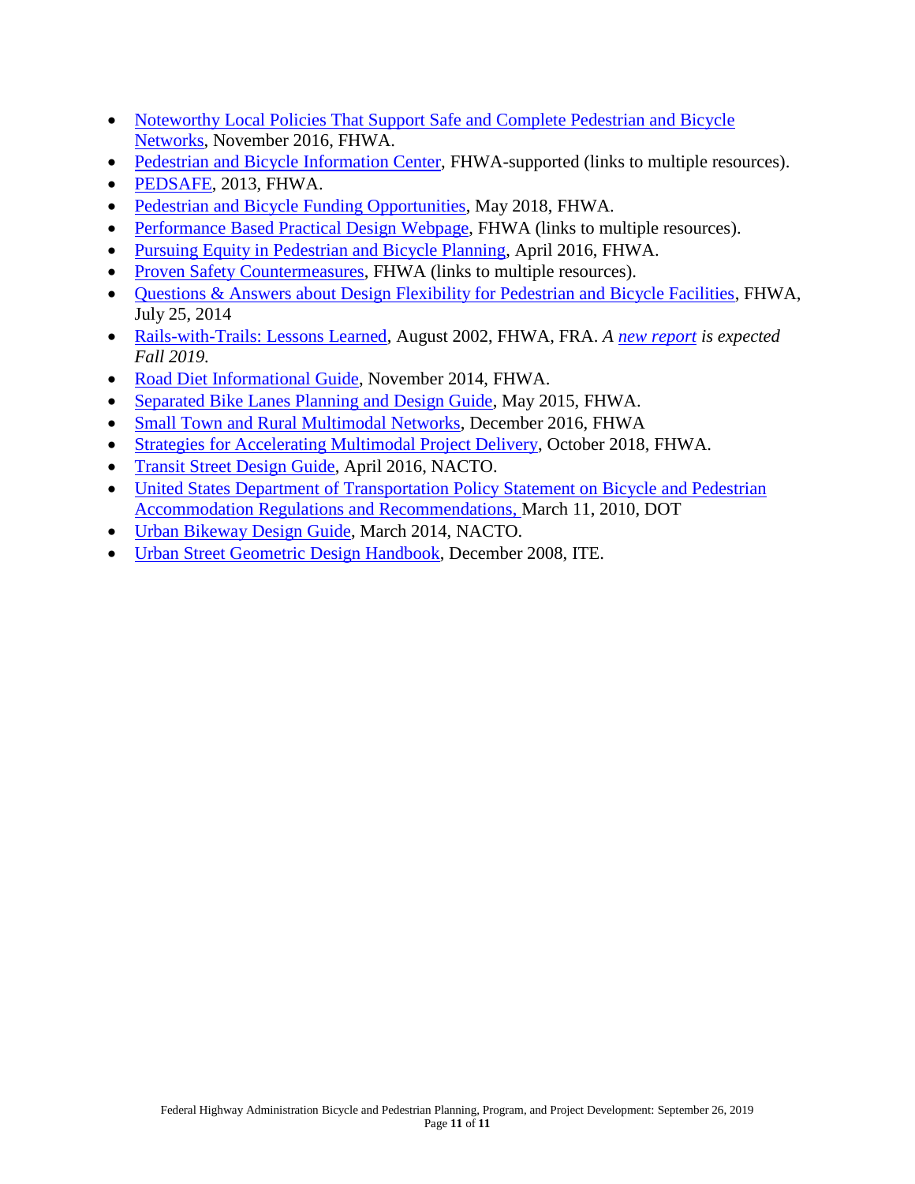- Noteworthy Local Policies That Support Safe and Complete Pedestrian and Bicycle Networks, November 2016, FHWA.
- Pedestrian and Bicycle Information Center, FHWA-supported (links to multiple resources).
- PEDSAFE, 2013, FHWA.
- Pedestrian and Bicycle Funding Opportunities, May 2018, FHWA.
- Performance Based Practical Design Webpage, FHWA (links to multiple resources).
- Pursuing Equity in Pedestrian and Bicycle Planning, April 2016, FHWA.
- Proven Safety Countermeasures, FHWA (links to multiple resources).
- Questions & Answers about Design Flexibility for Pedestrian and Bicycle Facilities, FHWA, July 25, 2014
- Rails-with-Trails: Lessons Learned, August 2002, FHWA, FRA. *A new report is expected Fall 2019.*
- Road Diet Informational Guide, November 2014, FHWA.
- Separated Bike Lanes Planning and Design Guide, May 2015, FHWA.
- Small Town and Rural Multimodal Networks, December 2016, FHWA
- Strategies for Accelerating Multimodal Project Delivery, October 2018, FHWA.
- Transit Street Design Guide, April 2016, NACTO.
- United States Department of Transportation Policy Statement on Bicycle and Pedestrian Accommodation Regulations and Recommendations, March 11, 2010, DOT
- Urban Bikeway Design Guide, March 2014, NACTO.
- Urban Street Geometric Design Handbook, December 2008, ITE.